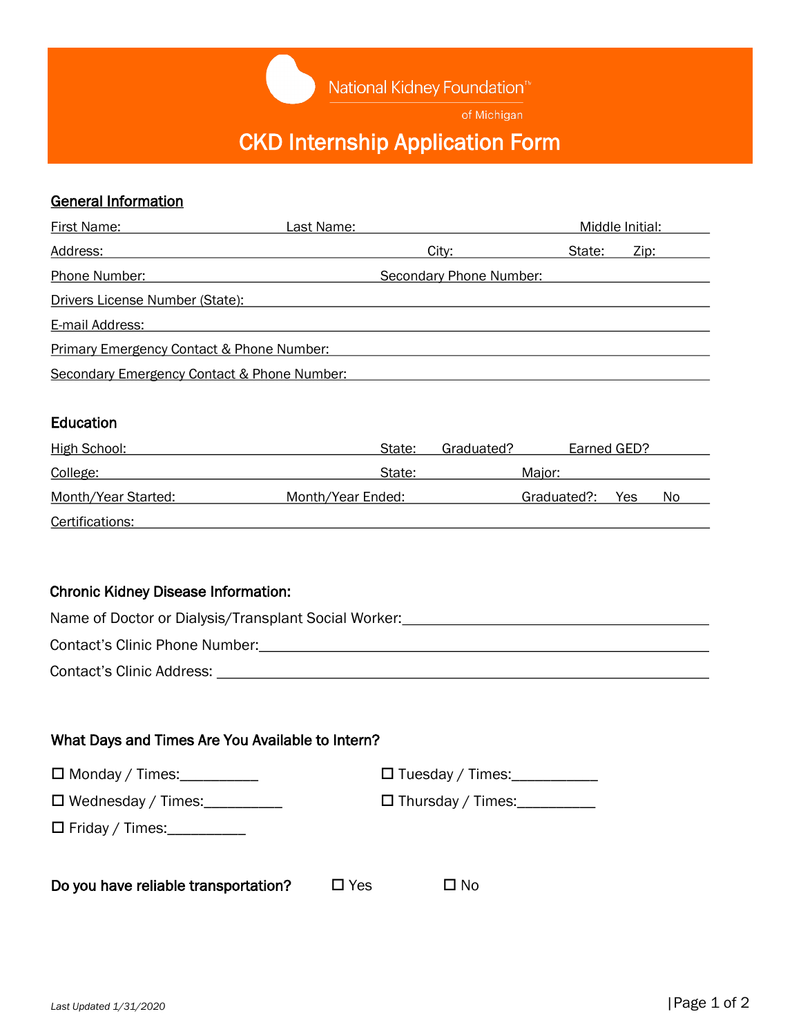National Kidney Foundation™
of Michigan

# CKD Internship Application Form

## General Information

First Name: ____________ Last Name: ____________ Middle Initial: ____

Address: ____________ City: ____________ State: ____ Zip: ____

Phone Number: ____________ Secondary Phone Number: ____________

Drivers License Number (State): ____________

E-mail Address: ____________

Primary Emergency Contact & Phone Number: ____________

Secondary Emergency Contact & Phone Number: ____________

## Education

High School: ____________ State: ____ Graduated? ____ Earned GED? ____

College: ____________ State: ____ Major: ____________

Month/Year Started: ____________ Month/Year Ended: ____________ Graduated?: Yes No

Certifications: ____________

## Chronic Kidney Disease Information:

Name of Doctor or Dialysis/Transplant Social Worker: ____________

Contact's Clinic Phone Number: ____________

Contact's Clinic Address: ____________

## What Days and Times Are You Available to Intern?

☐ Monday / Times: __________

☐ Tuesday / Times: __________

☐ Wednesday / Times: __________

☐ Thursday / Times: __________

☐ Friday / Times: __________

**Do you have reliable transportation?** ☐ Yes ☐ No

*Last Updated 1/31/2020*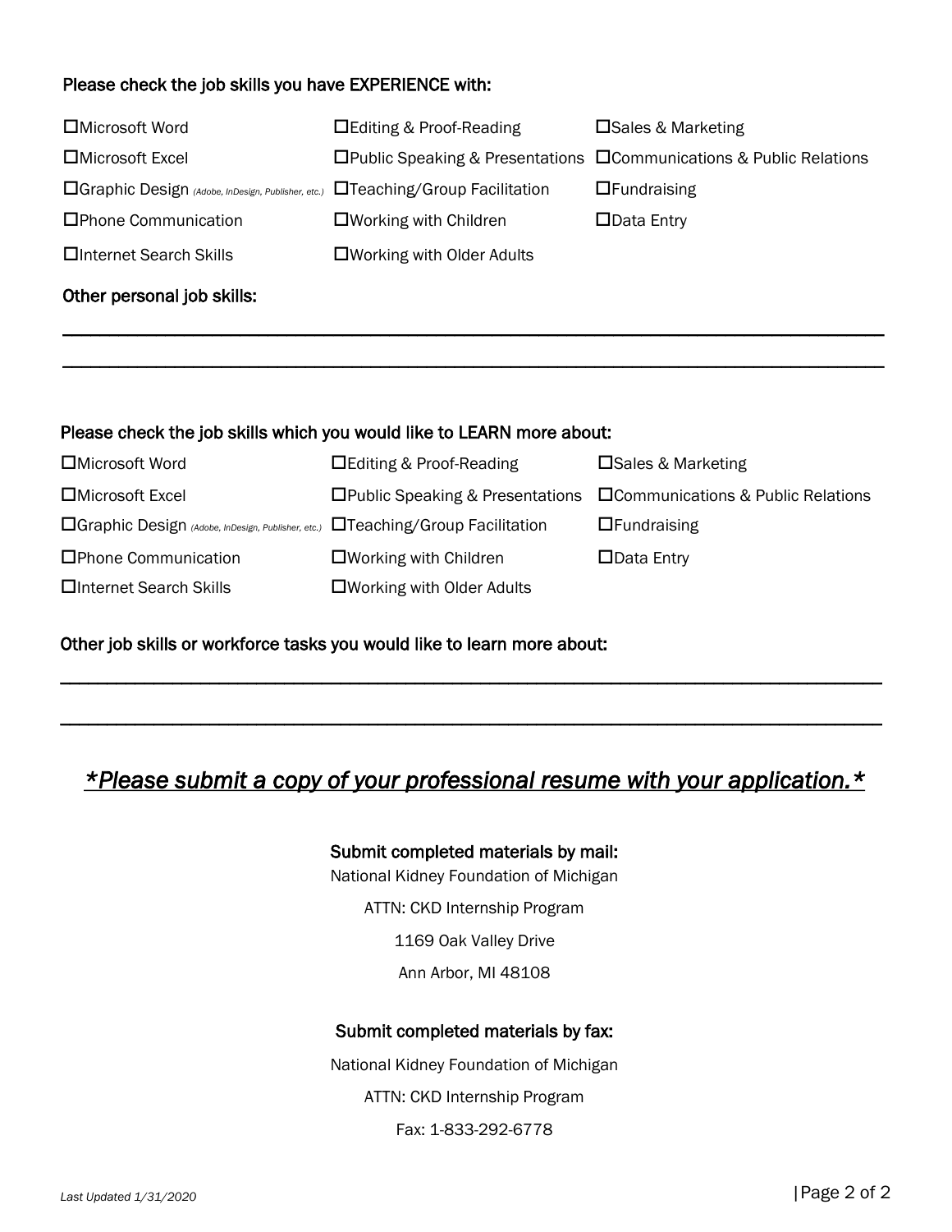Please check the job skills you have EXPERIENCE with:

- ☐Microsoft Word
- ☐Microsoft Excel
- ☐Graphic Design *(Adobe, InDesign, Publisher, etc.)*
- ☐Phone Communication
- ☐Internet Search Skills
- ☐Editing & Proof-Reading
- ☐Public Speaking & Presentations
- ☐Teaching/Group Facilitation
- ☐Working with Children
- ☐Working with Older Adults
- ☐Sales & Marketing
- ☐Communications & Public Relations
- ☐Fundraising
- ☐Data Entry

Other personal job skills:

\_\_\_\_\_\_\_\_\_\_\_\_\_\_\_\_\_\_\_\_\_\_\_\_\_\_\_\_\_\_\_\_\_\_\_\_\_\_\_\_\_\_\_\_\_\_\_\_\_\_\_\_\_\_\_\_\_\_\_\_\_\_\_\_\_\_\_\_\_\_\_\_\_\_\_\_

\_\_\_\_\_\_\_\_\_\_\_\_\_\_\_\_\_\_\_\_\_\_\_\_\_\_\_\_\_\_\_\_\_\_\_\_\_\_\_\_\_\_\_\_\_\_\_\_\_\_\_\_\_\_\_\_\_\_\_\_\_\_\_\_\_\_\_\_\_\_\_\_\_\_\_\_

Please check the job skills which you would like to LEARN more about:

- ☐Microsoft Word
- ☐Microsoft Excel
- ☐Graphic Design *(Adobe, InDesign, Publisher, etc.)*
- ☐Phone Communication
- ☐Internet Search Skills
- ☐Editing & Proof-Reading
- ☐Public Speaking & Presentations
- ☐Teaching/Group Facilitation
- ☐Working with Children
- ☐Working with Older Adults
- ☐Sales & Marketing
- ☐Communications & Public Relations
- ☐Fundraising
- ☐Data Entry

Other job skills or workforce tasks you would like to learn more about:

\_\_\_\_\_\_\_\_\_\_\_\_\_\_\_\_\_\_\_\_\_\_\_\_\_\_\_\_\_\_\_\_\_\_\_\_\_\_\_\_\_\_\_\_\_\_\_\_\_\_\_\_\_\_\_\_\_\_\_\_\_\_\_\_\_\_\_\_\_\_\_\_\_\_\_\_

\_\_\_\_\_\_\_\_\_\_\_\_\_\_\_\_\_\_\_\_\_\_\_\_\_\_\_\_\_\_\_\_\_\_\_\_\_\_\_\_\_\_\_\_\_\_\_\_\_\_\_\_\_\_\_\_\_\_\_\_\_\_\_\_\_\_\_\_\_\_\_\_\_\_\_\_

## *\*Please submit a copy of your professional resume with your application.\**

**Submit completed materials by mail:**

National Kidney Foundation of Michigan

ATTN: CKD Internship Program

1169 Oak Valley Drive

Ann Arbor, MI 48108

**Submit completed materials by fax:**

National Kidney Foundation of Michigan

ATTN: CKD Internship Program

Fax: 1-833-292-6778

*Last Updated 1/31/2020*